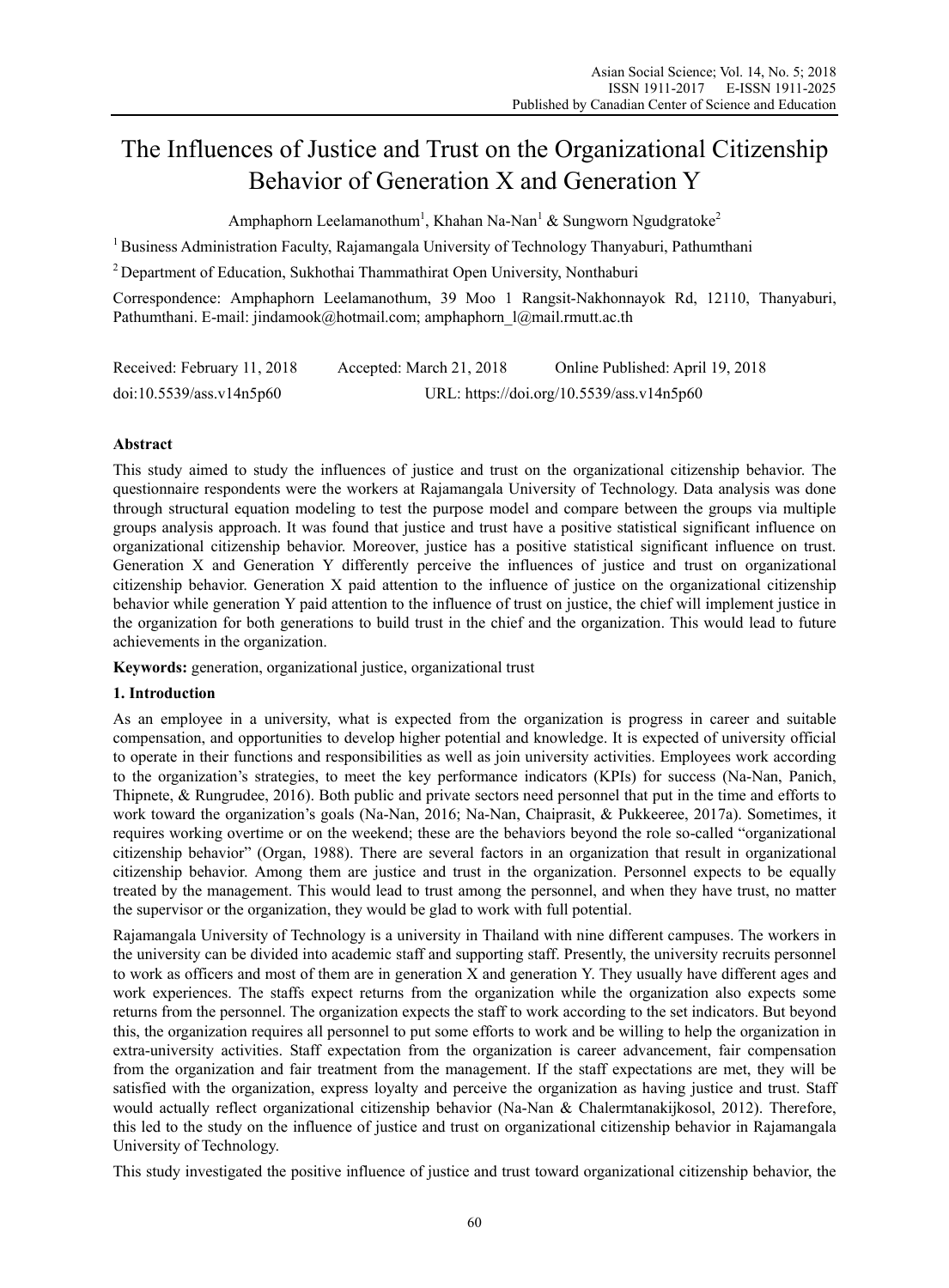# The Influences of Justice and Trust on the Organizational Citizenship Behavior of Generation X and Generation Y

Amphaphorn Leelamanothum[1], Khahan Na-Nan[1] & Sungworn Ngudgratoke[2]

[1] Business Administration Faculty, Rajamangala University of Technology Thanyaburi, Pathumthani

[2] Department of Education, Sukhothai Thammathirat Open University, Nonthaburi

Correspondence: Amphaphorn Leelamanothum, 39 Moo 1 Rangsit-Nakhonnayok Rd, 12110, Thanyaburi, Pathumthani. E-mail: jindamook@hotmail.com; amphaphorn_l@mail.rmutt.ac.th

Received: February 11, 2018 Accepted: March 21, 2018 Online Published: April 19, 2018

doi:10.5539/ass.v14n5p60 URL: https://doi.org/10.5539/ass.v14n5p60

## Abstract

This study aimed to study the influences of justice and trust on the organizational citizenship behavior. The questionnaire respondents were the workers at Rajamangala University of Technology. Data analysis was done through structural equation modeling to test the purpose model and compare between the groups via multiple groups analysis approach. It was found that justice and trust have a positive statistical significant influence on organizational citizenship behavior. Moreover, justice has a positive statistical significant influence on trust. Generation X and Generation Y differently perceive the influences of justice and trust on organizational citizenship behavior. Generation X paid attention to the influence of justice on the organizational citizenship behavior while generation Y paid attention to the influence of trust on justice, the chief will implement justice in the organization for both generations to build trust in the chief and the organization. This would lead to future achievements in the organization.

**Keywords:** generation, organizational justice, organizational trust

## 1. Introduction

As an employee in a university, what is expected from the organization is progress in career and suitable compensation, and opportunities to develop higher potential and knowledge. It is expected of university official to operate in their functions and responsibilities as well as join university activities. Employees work according to the organization's strategies, to meet the key performance indicators (KPIs) for success (Na-Nan, Panich, Thipnete, & Rungrudee, 2016). Both public and private sectors need personnel that put in the time and efforts to work toward the organization's goals (Na-Nan, 2016; Na-Nan, Chaiprasit, & Pukkeeree, 2017a). Sometimes, it requires working overtime or on the weekend; these are the behaviors beyond the role so-called "organizational citizenship behavior" (Organ, 1988). There are several factors in an organization that result in organizational citizenship behavior. Among them are justice and trust in the organization. Personnel expects to be equally treated by the management. This would lead to trust among the personnel, and when they have trust, no matter the supervisor or the organization, they would be glad to work with full potential.

Rajamangala University of Technology is a university in Thailand with nine different campuses. The workers in the university can be divided into academic staff and supporting staff. Presently, the university recruits personnel to work as officers and most of them are in generation X and generation Y. They usually have different ages and work experiences. The staffs expect returns from the organization while the organization also expects some returns from the personnel. The organization expects the staff to work according to the set indicators. But beyond this, the organization requires all personnel to put some efforts to work and be willing to help the organization in extra-university activities. Staff expectation from the organization is career advancement, fair compensation from the organization and fair treatment from the management. If the staff expectations are met, they will be satisfied with the organization, express loyalty and perceive the organization as having justice and trust. Staff would actually reflect organizational citizenship behavior (Na-Nan & Chalermtanakijkosol, 2012). Therefore, this led to the study on the influence of justice and trust on organizational citizenship behavior in Rajamangala University of Technology.

This study investigated the positive influence of justice and trust toward organizational citizenship behavior, the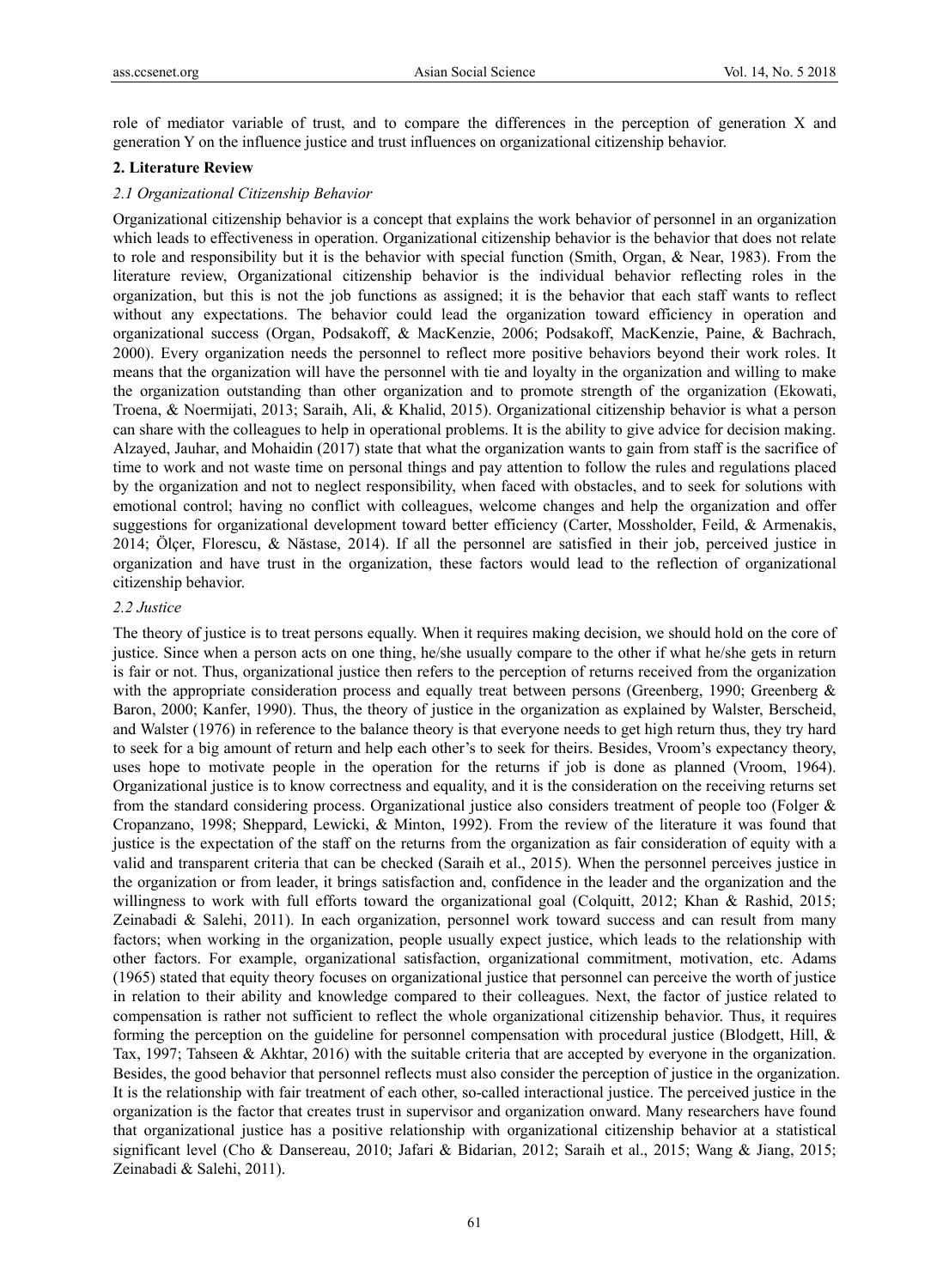role of mediator variable of trust, and to compare the differences in the perception of generation X and generation Y on the influence justice and trust influences on organizational citizenship behavior.

## 2. Literature Review

### *2.1 Organizational Citizenship Behavior*

Organizational citizenship behavior is a concept that explains the work behavior of personnel in an organization which leads to effectiveness in operation. Organizational citizenship behavior is the behavior that does not relate to role and responsibility but it is the behavior with special function (Smith, Organ, & Near, 1983). From the literature review, Organizational citizenship behavior is the individual behavior reflecting roles in the organization, but this is not the job functions as assigned; it is the behavior that each staff wants to reflect without any expectations. The behavior could lead the organization toward efficiency in operation and organizational success (Organ, Podsakoff, & MacKenzie, 2006; Podsakoff, MacKenzie, Paine, & Bachrach, 2000). Every organization needs the personnel to reflect more positive behaviors beyond their work roles. It means that the organization will have the personnel with tie and loyalty in the organization and willing to make the organization outstanding than other organization and to promote strength of the organization (Ekowati, Troena, & Noermijati, 2013; Saraih, Ali, & Khalid, 2015). Organizational citizenship behavior is what a person can share with the colleagues to help in operational problems. It is the ability to give advice for decision making. Alzayed, Jauhar, and Mohaidin (2017) state that what the organization wants to gain from staff is the sacrifice of time to work and not waste time on personal things and pay attention to follow the rules and regulations placed by the organization and not to neglect responsibility, when faced with obstacles, and to seek for solutions with emotional control; having no conflict with colleagues, welcome changes and help the organization and offer suggestions for organizational development toward better efficiency (Carter, Mossholder, Feild, & Armenakis, 2014; Ölçer, Florescu, & Năstase, 2014). If all the personnel are satisfied in their job, perceived justice in organization and have trust in the organization, these factors would lead to the reflection of organizational citizenship behavior.

### *2.2 Justice*

The theory of justice is to treat persons equally. When it requires making decision, we should hold on the core of justice. Since when a person acts on one thing, he/she usually compare to the other if what he/she gets in return is fair or not. Thus, organizational justice then refers to the perception of returns received from the organization with the appropriate consideration process and equally treat between persons (Greenberg, 1990; Greenberg & Baron, 2000; Kanfer, 1990). Thus, the theory of justice in the organization as explained by Walster, Berscheid, and Walster (1976) in reference to the balance theory is that everyone needs to get high return thus, they try hard to seek for a big amount of return and help each other's to seek for theirs. Besides, Vroom's expectancy theory, uses hope to motivate people in the operation for the returns if job is done as planned (Vroom, 1964). Organizational justice is to know correctness and equality, and it is the consideration on the receiving returns set from the standard considering process. Organizational justice also considers treatment of people too (Folger & Cropanzano, 1998; Sheppard, Lewicki, & Minton, 1992). From the review of the literature it was found that justice is the expectation of the staff on the returns from the organization as fair consideration of equity with a valid and transparent criteria that can be checked (Saraih et al., 2015). When the personnel perceives justice in the organization or from leader, it brings satisfaction and, confidence in the leader and the organization and the willingness to work with full efforts toward the organizational goal (Colquitt, 2012; Khan & Rashid, 2015; Zeinabadi & Salehi, 2011). In each organization, personnel work toward success and can result from many factors; when working in the organization, people usually expect justice, which leads to the relationship with other factors. For example, organizational satisfaction, organizational commitment, motivation, etc. Adams (1965) stated that equity theory focuses on organizational justice that personnel can perceive the worth of justice in relation to their ability and knowledge compared to their colleagues. Next, the factor of justice related to compensation is rather not sufficient to reflect the whole organizational citizenship behavior. Thus, it requires forming the perception on the guideline for personnel compensation with procedural justice (Blodgett, Hill, & Tax, 1997; Tahseen & Akhtar, 2016) with the suitable criteria that are accepted by everyone in the organization. Besides, the good behavior that personnel reflects must also consider the perception of justice in the organization. It is the relationship with fair treatment of each other, so-called interactional justice. The perceived justice in the organization is the factor that creates trust in supervisor and organization onward. Many researchers have found that organizational justice has a positive relationship with organizational citizenship behavior at a statistical significant level (Cho & Dansereau, 2010; Jafari & Bidarian, 2012; Saraih et al., 2015; Wang & Jiang, 2015; Zeinabadi & Salehi, 2011).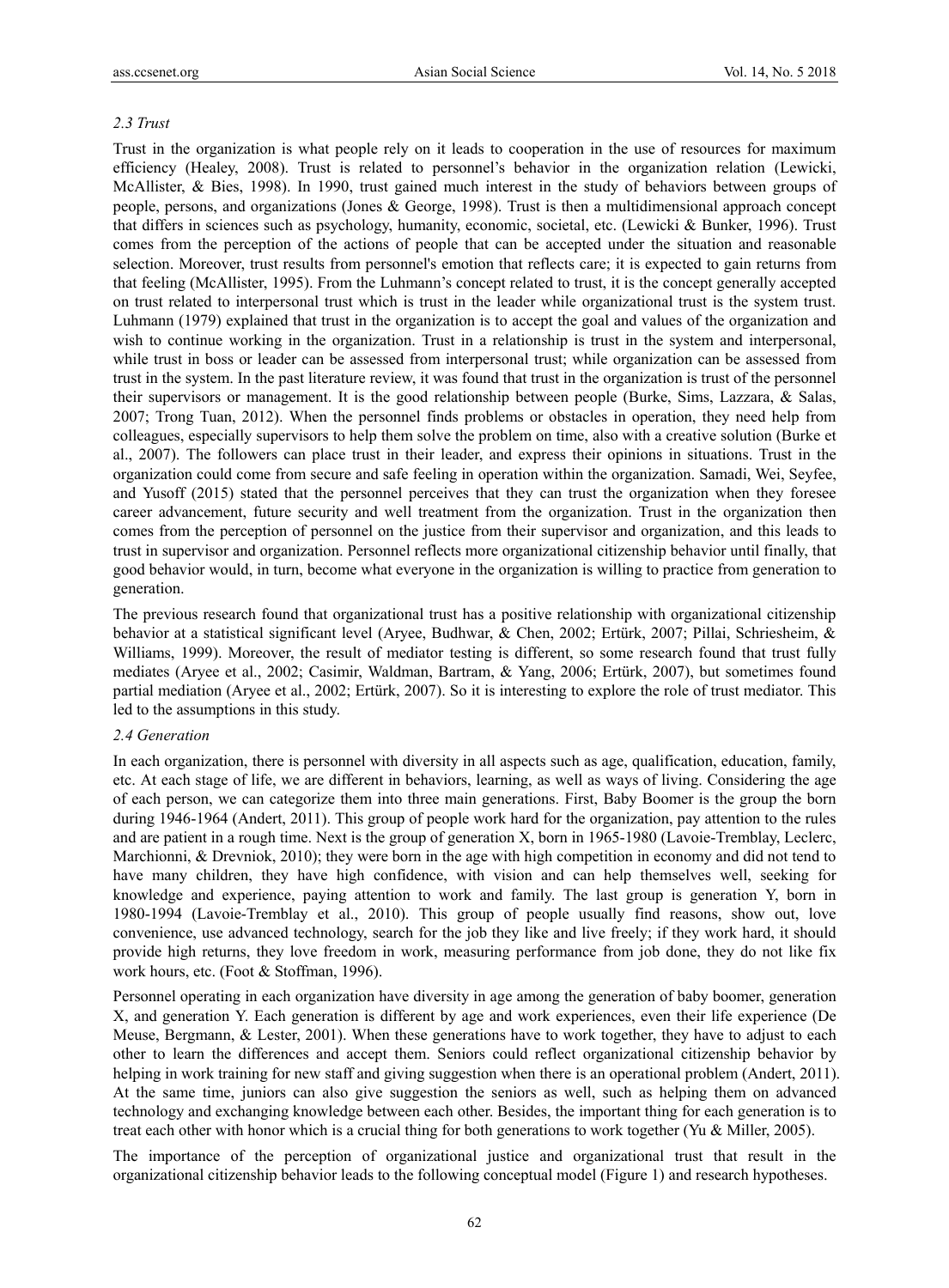### *2.3 Trust*

Trust in the organization is what people rely on it leads to cooperation in the use of resources for maximum efficiency (Healey, 2008). Trust is related to personnel's behavior in the organization relation (Lewicki, McAllister, & Bies, 1998). In 1990, trust gained much interest in the study of behaviors between groups of people, persons, and organizations (Jones & George, 1998). Trust is then a multidimensional approach concept that differs in sciences such as psychology, humanity, economic, societal, etc. (Lewicki & Bunker, 1996). Trust comes from the perception of the actions of people that can be accepted under the situation and reasonable selection. Moreover, trust results from personnel's emotion that reflects care; it is expected to gain returns from that feeling (McAllister, 1995). From the Luhmann's concept related to trust, it is the concept generally accepted on trust related to interpersonal trust which is trust in the leader while organizational trust is the system trust. Luhmann (1979) explained that trust in the organization is to accept the goal and values of the organization and wish to continue working in the organization. Trust in a relationship is trust in the system and interpersonal, while trust in boss or leader can be assessed from interpersonal trust; while organization can be assessed from trust in the system. In the past literature review, it was found that trust in the organization is trust of the personnel their supervisors or management. It is the good relationship between people (Burke, Sims, Lazzara, & Salas, 2007; Trong Tuan, 2012). When the personnel finds problems or obstacles in operation, they need help from colleagues, especially supervisors to help them solve the problem on time, also with a creative solution (Burke et al., 2007). The followers can place trust in their leader, and express their opinions in situations. Trust in the organization could come from secure and safe feeling in operation within the organization. Samadi, Wei, Seyfee, and Yusoff (2015) stated that the personnel perceives that they can trust the organization when they foresee career advancement, future security and well treatment from the organization. Trust in the organization then comes from the perception of personnel on the justice from their supervisor and organization, and this leads to trust in supervisor and organization. Personnel reflects more organizational citizenship behavior until finally, that good behavior would, in turn, become what everyone in the organization is willing to practice from generation to generation.

The previous research found that organizational trust has a positive relationship with organizational citizenship behavior at a statistical significant level (Aryee, Budhwar, & Chen, 2002; Ertürk, 2007; Pillai, Schriesheim, & Williams, 1999). Moreover, the result of mediator testing is different, so some research found that trust fully mediates (Aryee et al., 2002; Casimir, Waldman, Bartram, & Yang, 2006; Ertürk, 2007), but sometimes found partial mediation (Aryee et al., 2002; Ertürk, 2007). So it is interesting to explore the role of trust mediator. This led to the assumptions in this study.

### *2.4 Generation*

In each organization, there is personnel with diversity in all aspects such as age, qualification, education, family, etc. At each stage of life, we are different in behaviors, learning, as well as ways of living. Considering the age of each person, we can categorize them into three main generations. First, Baby Boomer is the group the born during 1946-1964 (Andert, 2011). This group of people work hard for the organization, pay attention to the rules and are patient in a rough time. Next is the group of generation X, born in 1965-1980 (Lavoie-Tremblay, Leclerc, Marchionni, & Drevniok, 2010); they were born in the age with high competition in economy and did not tend to have many children, they have high confidence, with vision and can help themselves well, seeking for knowledge and experience, paying attention to work and family. The last group is generation Y, born in 1980-1994 (Lavoie-Tremblay et al., 2010). This group of people usually find reasons, show out, love convenience, use advanced technology, search for the job they like and live freely; if they work hard, it should provide high returns, they love freedom in work, measuring performance from job done, they do not like fix work hours, etc. (Foot & Stoffman, 1996).

Personnel operating in each organization have diversity in age among the generation of baby boomer, generation X, and generation Y. Each generation is different by age and work experiences, even their life experience (De Meuse, Bergmann, & Lester, 2001). When these generations have to work together, they have to adjust to each other to learn the differences and accept them. Seniors could reflect organizational citizenship behavior by helping in work training for new staff and giving suggestion when there is an operational problem (Andert, 2011). At the same time, juniors can also give suggestion the seniors as well, such as helping them on advanced technology and exchanging knowledge between each other. Besides, the important thing for each generation is to treat each other with honor which is a crucial thing for both generations to work together (Yu & Miller, 2005).

The importance of the perception of organizational justice and organizational trust that result in the organizational citizenship behavior leads to the following conceptual model (Figure 1) and research hypotheses.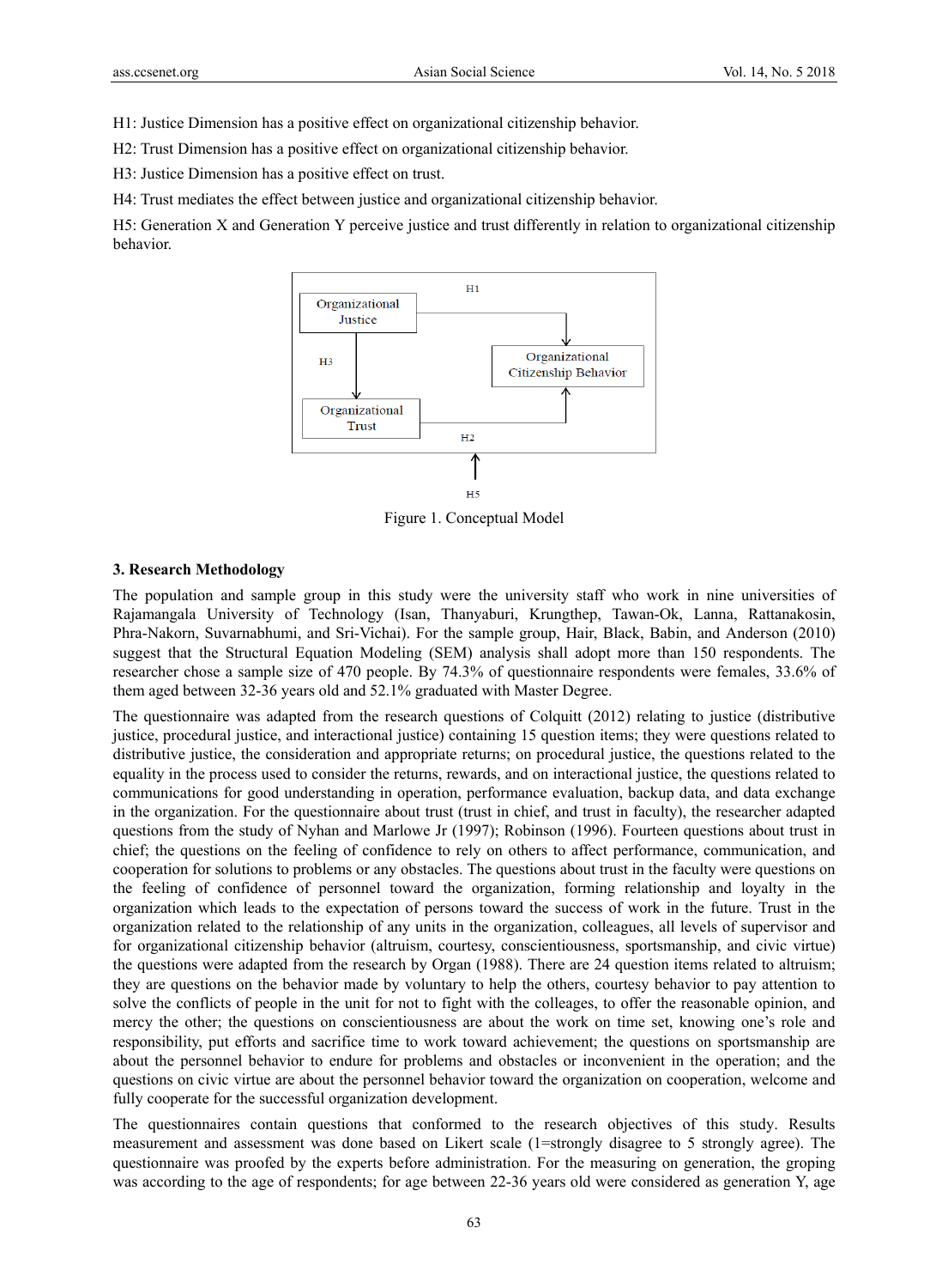H1: Justice Dimension has a positive effect on organizational citizenship behavior.

H2: Trust Dimension has a positive effect on organizational citizenship behavior.

H3: Justice Dimension has a positive effect on trust.

H4: Trust mediates the effect between justice and organizational citizenship behavior.

H5: Generation X and Generation Y perceive justice and trust differently in relation to organizational citizenship behavior.

Figure 1. Conceptual Model

### 3. Research Methodology

The population and sample group in this study were the university staff who work in nine universities of Rajamangala University of Technology (Isan, Thanyaburi, Krungthep, Tawan-Ok, Lanna, Rattanakosin, Phra-Nakorn, Suvarnabhumi, and Sri-Vichai). For the sample group, Hair, Black, Babin, and Anderson (2010) suggest that the Structural Equation Modeling (SEM) analysis shall adopt more than 150 respondents. The researcher chose a sample size of 470 people. By 74.3% of questionnaire respondents were females, 33.6% of them aged between 32-36 years old and 52.1% graduated with Master Degree.

The questionnaire was adapted from the research questions of Colquitt (2012) relating to justice (distributive justice, procedural justice, and interactional justice) containing 15 question items; they were questions related to distributive justice, the consideration and appropriate returns; on procedural justice, the questions related to the equality in the process used to consider the returns, rewards, and on interactional justice, the questions related to communications for good understanding in operation, performance evaluation, backup data, and data exchange in the organization. For the questionnaire about trust (trust in chief, and trust in faculty), the researcher adapted questions from the study of Nyhan and Marlowe Jr (1997); Robinson (1996). Fourteen questions about trust in chief; the questions on the feeling of confidence to rely on others to affect performance, communication, and cooperation for solutions to problems or any obstacles. The questions about trust in the faculty were questions on the feeling of confidence of personnel toward the organization, forming relationship and loyalty in the organization which leads to the expectation of persons toward the success of work in the future. Trust in the organization related to the relationship of any units in the organization, colleagues, all levels of supervisor and for organizational citizenship behavior (altruism, courtesy, conscientiousness, sportsmanship, and civic virtue) the questions were adapted from the research by Organ (1988). There are 24 question items related to altruism; they are questions on the behavior made by voluntary to help the others, courtesy behavior to pay attention to solve the conflicts of people in the unit for not to fight with the colleages, to offer the reasonable opinion, and mercy the other; the questions on conscientiousness are about the work on time set, knowing one's role and responsibility, put efforts and sacrifice time to work toward achievement; the questions on sportsmanship are about the personnel behavior to endure for problems and obstacles or inconvenient in the operation; and the questions on civic virtue are about the personnel behavior toward the organization on cooperation, welcome and fully cooperate for the successful organization development.

The questionnaires contain questions that conformed to the research objectives of this study. Results measurement and assessment was done based on Likert scale (1=strongly disagree to 5 strongly agree). The questionnaire was proofed by the experts before administration. For the measuring on generation, the groping was according to the age of respondents; for age between 22-36 years old were considered as generation Y, age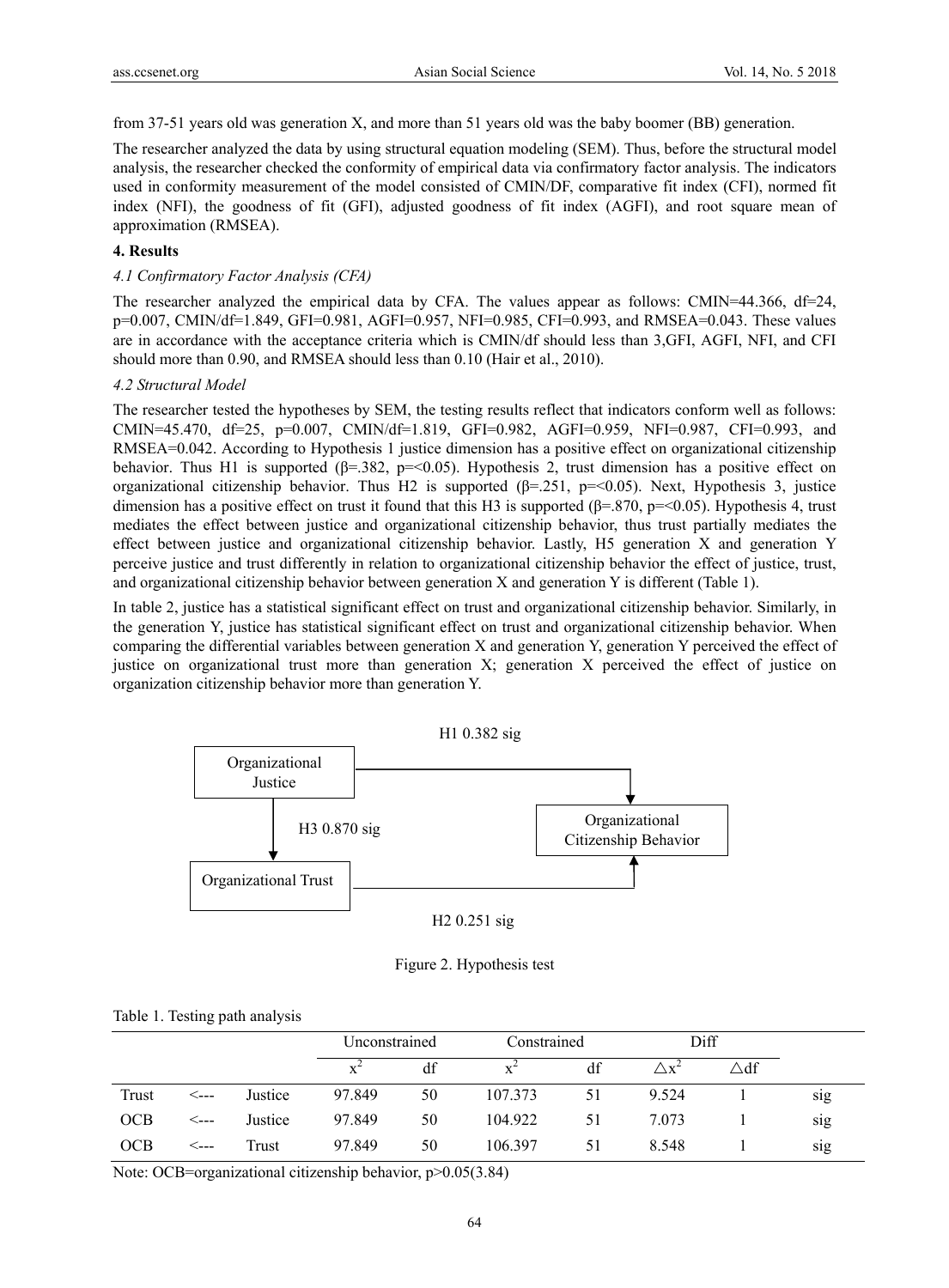from 37-51 years old was generation X, and more than 51 years old was the baby boomer (BB) generation.

The researcher analyzed the data by using structural equation modeling (SEM). Thus, before the structural model analysis, the researcher checked the conformity of empirical data via confirmatory factor analysis. The indicators used in conformity measurement of the model consisted of CMIN/DF, comparative fit index (CFI), normed fit index (NFI), the goodness of fit (GFI), adjusted goodness of fit index (AGFI), and root square mean of approximation (RMSEA).

## 4. Results

### *4.1 Confirmatory Factor Analysis (CFA)*

The researcher analyzed the empirical data by CFA. The values appear as follows: CMIN=44.366, df=24, p=0.007, CMIN/df=1.849, GFI=0.981, AGFI=0.957, NFI=0.985, CFI=0.993, and RMSEA=0.043. These values are in accordance with the acceptance criteria which is CMIN/df should less than 3,GFI, AGFI, NFI, and CFI should more than 0.90, and RMSEA should less than 0.10 (Hair et al., 2010).

### *4.2 Structural Model*

The researcher tested the hypotheses by SEM, the testing results reflect that indicators conform well as follows: CMIN=45.470, df=25, p=0.007, CMIN/df=1.819, GFI=0.982, AGFI=0.959, NFI=0.987, CFI=0.993, and RMSEA=0.042. According to Hypothesis 1 justice dimension has a positive effect on organizational citizenship behavior. Thus H1 is supported ($\beta$=.382, p=<0.05). Hypothesis 2, trust dimension has a positive effect on organizational citizenship behavior. Thus H2 is supported ($\beta$=.251, p=<0.05). Next, Hypothesis 3, justice dimension has a positive effect on trust it found that this H3 is supported ($\beta$=.870, p=<0.05). Hypothesis 4, trust mediates the effect between justice and organizational citizenship behavior, thus trust partially mediates the effect between justice and organizational citizenship behavior. Lastly, H5 generation X and generation Y perceive justice and trust differently in relation to organizational citizenship behavior the effect of justice, trust, and organizational citizenship behavior between generation X and generation Y is different (Table 1).

In table 2, justice has a statistical significant effect on trust and organizational citizenship behavior. Similarly, in the generation Y, justice has statistical significant effect on trust and organizational citizenship behavior. When comparing the differential variables between generation X and generation Y, generation Y perceived the effect of justice on organizational trust more than generation X; generation X perceived the effect of justice on organization citizenship behavior more than generation Y.

H1 0.382 sig

Organizational Justice → Organizational Citizenship Behavior

H3 0.870 sig

Organizational Justice → Organizational Trust

Organizational Trust → Organizational Citizenship Behavior

H2 0.251 sig

Figure 2. Hypothesis test

Table 1. Testing path analysis

| | | | Unconstrained | | Constrained | | Diff | | |
|---|---|---|---|---|---|---|---|---|---|
| | | | $x^2$ | df | $x^2$ | df | $\triangle x^2$ | $\triangle$df | |
| Trust | <--- | Justice | 97.849 | 50 | 107.373 | 51 | 9.524 | 1 | sig |
| OCB | <--- | Justice | 97.849 | 50 | 104.922 | 51 | 7.073 | 1 | sig |
| OCB | <--- | Trust | 97.849 | 50 | 106.397 | 51 | 8.548 | 1 | sig |

Note: OCB=organizational citizenship behavior, p>0.05(3.84)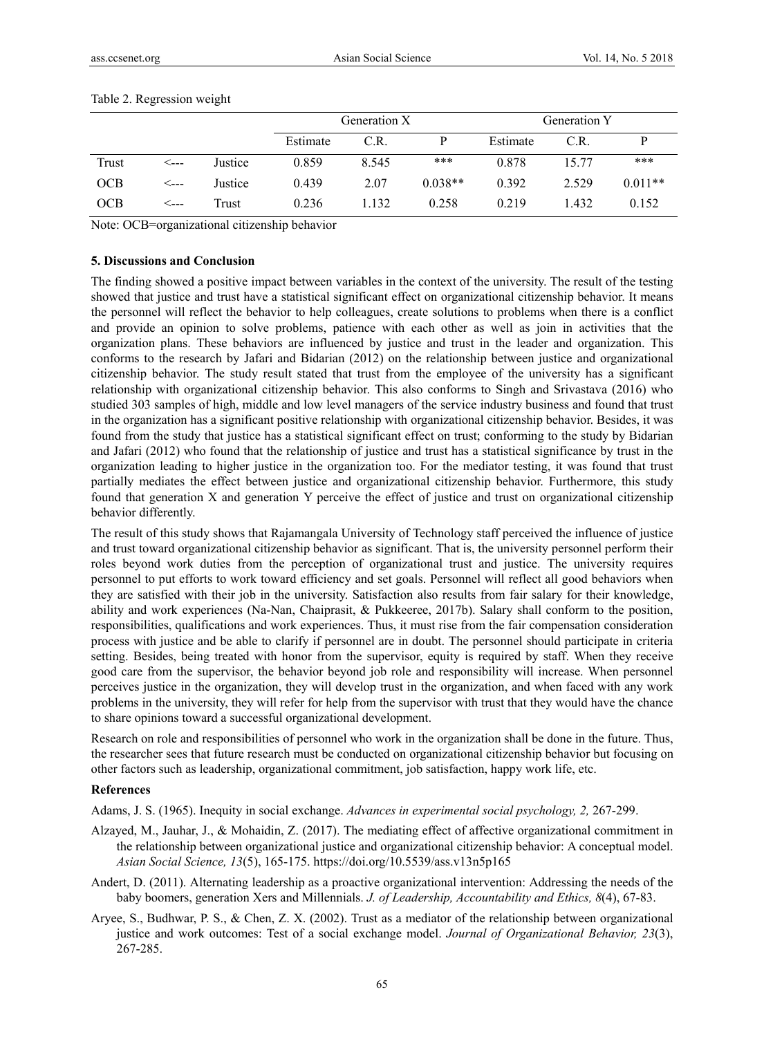Table 2. Regression weight

| | | | Generation X | | | Generation Y | | |
|---|---|---|---|---|---|---|---|---|
| | | | Estimate | C.R. | P | Estimate | C.R. | P |
| Trust | <--- | Justice | 0.859 | 8.545 | *** | 0.878 | 15.77 | *** |
| OCB | <--- | Justice | 0.439 | 2.07 | 0.038** | 0.392 | 2.529 | 0.011** |
| OCB | <--- | Trust | 0.236 | 1.132 | 0.258 | 0.219 | 1.432 | 0.152 |

Note: OCB=organizational citizenship behavior

#### 5. Discussions and Conclusion

The finding showed a positive impact between variables in the context of the university. The result of the testing showed that justice and trust have a statistical significant effect on organizational citizenship behavior. It means the personnel will reflect the behavior to help colleagues, create solutions to problems when there is a conflict and provide an opinion to solve problems, patience with each other as well as join in activities that the organization plans. These behaviors are influenced by justice and trust in the leader and organization. This conforms to the research by Jafari and Bidarian (2012) on the relationship between justice and organizational citizenship behavior. The study result stated that trust from the employee of the university has a significant relationship with organizational citizenship behavior. This also conforms to Singh and Srivastava (2016) who studied 303 samples of high, middle and low level managers of the service industry business and found that trust in the organization has a significant positive relationship with organizational citizenship behavior. Besides, it was found from the study that justice has a statistical significant effect on trust; conforming to the study by Bidarian and Jafari (2012) who found that the relationship of justice and trust has a statistical significance by trust in the organization leading to higher justice in the organization too. For the mediator testing, it was found that trust partially mediates the effect between justice and organizational citizenship behavior. Furthermore, this study found that generation X and generation Y perceive the effect of justice and trust on organizational citizenship behavior differently.

The result of this study shows that Rajamangala University of Technology staff perceived the influence of justice and trust toward organizational citizenship behavior as significant. That is, the university personnel perform their roles beyond work duties from the perception of organizational trust and justice. The university requires personnel to put efforts to work toward efficiency and set goals. Personnel will reflect all good behaviors when they are satisfied with their job in the university. Satisfaction also results from fair salary for their knowledge, ability and work experiences (Na-Nan, Chaiprasit, & Pukkeeree, 2017b). Salary shall conform to the position, responsibilities, qualifications and work experiences. Thus, it must rise from the fair compensation consideration process with justice and be able to clarify if personnel are in doubt. The personnel should participate in criteria setting. Besides, being treated with honor from the supervisor, equity is required by staff. When they receive good care from the supervisor, the behavior beyond job role and responsibility will increase. When personnel perceives justice in the organization, they will develop trust in the organization, and when faced with any work problems in the university, they will refer for help from the supervisor with trust that they would have the chance to share opinions toward a successful organizational development.

Research on role and responsibilities of personnel who work in the organization shall be done in the future. Thus, the researcher sees that future research must be conducted on organizational citizenship behavior but focusing on other factors such as leadership, organizational commitment, job satisfaction, happy work life, etc.

#### References

Adams, J. S. (1965). Inequity in social exchange. *Advances in experimental social psychology, 2,* 267-299.

Alzayed, M., Jauhar, J., & Mohaidin, Z. (2017). The mediating effect of affective organizational commitment in the relationship between organizational justice and organizational citizenship behavior: A conceptual model. *Asian Social Science, 13*(5), 165-175. https://doi.org/10.5539/ass.v13n5p165

Andert, D. (2011). Alternating leadership as a proactive organizational intervention: Addressing the needs of the baby boomers, generation Xers and Millennials. *J. of Leadership, Accountability and Ethics, 8*(4), 67-83.

Aryee, S., Budhwar, P. S., & Chen, Z. X. (2002). Trust as a mediator of the relationship between organizational justice and work outcomes: Test of a social exchange model. *Journal of Organizational Behavior, 23*(3), 267-285.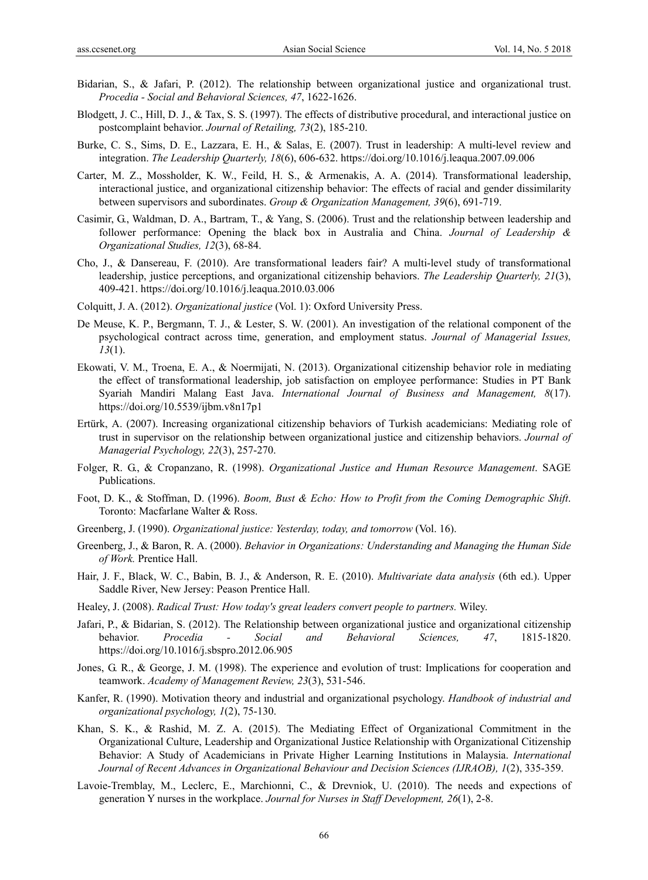Bidarian, S., & Jafari, P. (2012). The relationship between organizational justice and organizational trust. *Procedia - Social and Behavioral Sciences, 47*, 1622-1626.

Blodgett, J. C., Hill, D. J., & Tax, S. S. (1997). The effects of distributive procedural, and interactional justice on postcomplaint behavior. *Journal of Retailing, 73*(2), 185-210.

Burke, C. S., Sims, D. E., Lazzara, E. H., & Salas, E. (2007). Trust in leadership: A multi-level review and integration. *The Leadership Quarterly, 18*(6), 606-632. https://doi.org/10.1016/j.leaqua.2007.09.006

Carter, M. Z., Mossholder, K. W., Feild, H. S., & Armenakis, A. A. (2014). Transformational leadership, interactional justice, and organizational citizenship behavior: The effects of racial and gender dissimilarity between supervisors and subordinates. *Group & Organization Management, 39*(6), 691-719.

Casimir, G., Waldman, D. A., Bartram, T., & Yang, S. (2006). Trust and the relationship between leadership and follower performance: Opening the black box in Australia and China. *Journal of Leadership & Organizational Studies, 12*(3), 68-84.

Cho, J., & Dansereau, F. (2010). Are transformational leaders fair? A multi-level study of transformational leadership, justice perceptions, and organizational citizenship behaviors. *The Leadership Quarterly, 21*(3), 409-421. https://doi.org/10.1016/j.leaqua.2010.03.006

Colquitt, J. A. (2012). *Organizational justice* (Vol. 1): Oxford University Press.

De Meuse, K. P., Bergmann, T. J., & Lester, S. W. (2001). An investigation of the relational component of the psychological contract across time, generation, and employment status. *Journal of Managerial Issues, 13*(1).

Ekowati, V. M., Troena, E. A., & Noermijati, N. (2013). Organizational citizenship behavior role in mediating the effect of transformational leadership, job satisfaction on employee performance: Studies in PT Bank Syariah Mandiri Malang East Java. *International Journal of Business and Management, 8*(17). https://doi.org/10.5539/ijbm.v8n17p1

Ertürk, A. (2007). Increasing organizational citizenship behaviors of Turkish academicians: Mediating role of trust in supervisor on the relationship between organizational justice and citizenship behaviors. *Journal of Managerial Psychology, 22*(3), 257-270.

Folger, R. G., & Cropanzano, R. (1998). *Organizational Justice and Human Resource Management*. SAGE Publications.

Foot, D. K., & Stoffman, D. (1996). *Boom, Bust & Echo: How to Profit from the Coming Demographic Shift*. Toronto: Macfarlane Walter & Ross.

Greenberg, J. (1990). *Organizational justice: Yesterday, today, and tomorrow* (Vol. 16).

Greenberg, J., & Baron, R. A. (2000). *Behavior in Organizations: Understanding and Managing the Human Side of Work.* Prentice Hall.

Hair, J. F., Black, W. C., Babin, B. J., & Anderson, R. E. (2010). *Multivariate data analysis* (6th ed.). Upper Saddle River, New Jersey: Peason Prentice Hall.

Healey, J. (2008). *Radical Trust: How today's great leaders convert people to partners.* Wiley.

Jafari, P., & Bidarian, S. (2012). The Relationship between organizational justice and organizational citizenship behavior. *Procedia - Social and Behavioral Sciences, 47*, 1815-1820. https://doi.org/10.1016/j.sbspro.2012.06.905

Jones, G. R., & George, J. M. (1998). The experience and evolution of trust: Implications for cooperation and teamwork. *Academy of Management Review, 23*(3), 531-546.

Kanfer, R. (1990). Motivation theory and industrial and organizational psychology. *Handbook of industrial and organizational psychology, 1*(2), 75-130.

Khan, S. K., & Rashid, M. Z. A. (2015). The Mediating Effect of Organizational Commitment in the Organizational Culture, Leadership and Organizational Justice Relationship with Organizational Citizenship Behavior: A Study of Academicians in Private Higher Learning Institutions in Malaysia. *International Journal of Recent Advances in Organizational Behaviour and Decision Sciences (IJRAOB), 1*(2), 335-359.

Lavoie-Tremblay, M., Leclerc, E., Marchionni, C., & Drevniok, U. (2010). The needs and expections of generation Y nurses in the workplace. *Journal for Nurses in Staff Development, 26*(1), 2-8.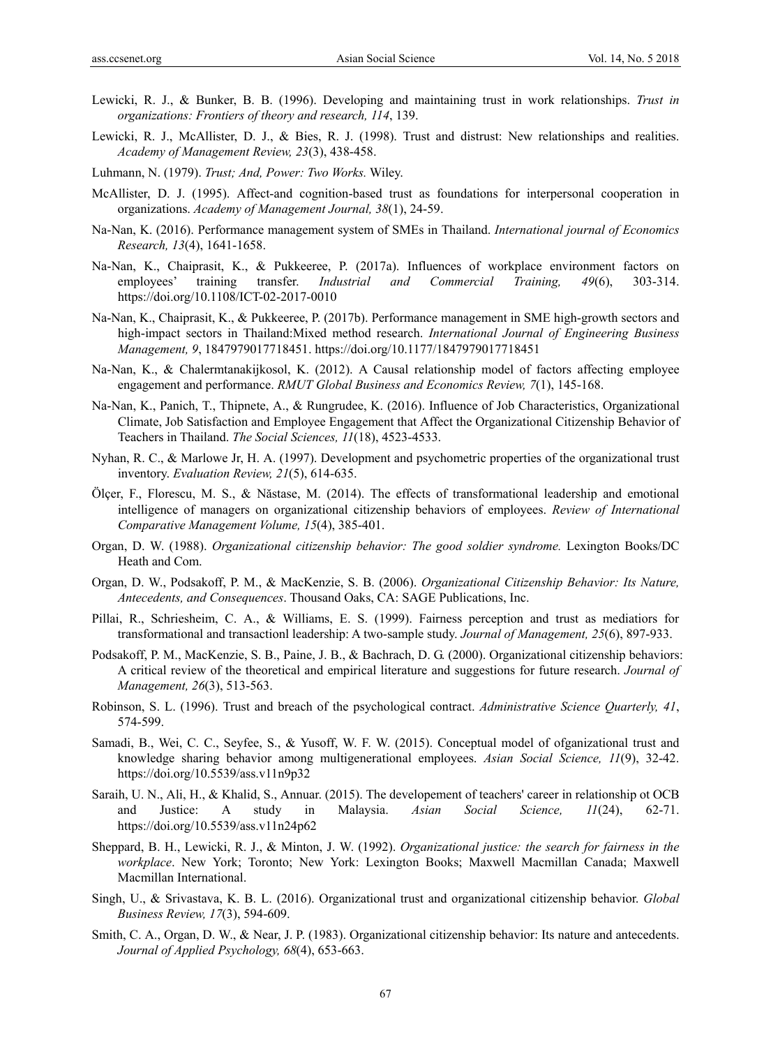Lewicki, R. J., & Bunker, B. B. (1996). Developing and maintaining trust in work relationships. *Trust in organizations: Frontiers of theory and research, 114*, 139.

Lewicki, R. J., McAllister, D. J., & Bies, R. J. (1998). Trust and distrust: New relationships and realities. *Academy of Management Review, 23*(3), 438-458.

Luhmann, N. (1979). *Trust; And, Power: Two Works.* Wiley.

McAllister, D. J. (1995). Affect-and cognition-based trust as foundations for interpersonal cooperation in organizations. *Academy of Management Journal, 38*(1), 24-59.

Na-Nan, K. (2016). Performance management system of SMEs in Thailand. *International journal of Economics Research, 13*(4), 1641-1658.

Na-Nan, K., Chaiprasit, K., & Pukkeeree, P. (2017a). Influences of workplace environment factors on employees' training transfer. *Industrial and Commercial Training, 49*(6), 303-314. https://doi.org/10.1108/ICT-02-2017-0010

Na-Nan, K., Chaiprasit, K., & Pukkeeree, P. (2017b). Performance management in SME high-growth sectors and high-impact sectors in Thailand:Mixed method research. *International Journal of Engineering Business Management, 9*, 1847979017718451. https://doi.org/10.1177/1847979017718451

Na-Nan, K., & Chalermtanakijkosol, K. (2012). A Causal relationship model of factors affecting employee engagement and performance. *RMUT Global Business and Economics Review, 7*(1), 145-168.

Na-Nan, K., Panich, T., Thipnete, A., & Rungrudee, K. (2016). Influence of Job Characteristics, Organizational Climate, Job Satisfaction and Employee Engagement that Affect the Organizational Citizenship Behavior of Teachers in Thailand. *The Social Sciences, 11*(18), 4523-4533.

Nyhan, R. C., & Marlowe Jr, H. A. (1997). Development and psychometric properties of the organizational trust inventory. *Evaluation Review, 21*(5), 614-635.

Ölçer, F., Florescu, M. S., & Năstase, M. (2014). The effects of transformational leadership and emotional intelligence of managers on organizational citizenship behaviors of employees. *Review of International Comparative Management Volume, 15*(4), 385-401.

Organ, D. W. (1988). *Organizational citizenship behavior: The good soldier syndrome.* Lexington Books/DC Heath and Com.

Organ, D. W., Podsakoff, P. M., & MacKenzie, S. B. (2006). *Organizational Citizenship Behavior: Its Nature, Antecedents, and Consequences*. Thousand Oaks, CA: SAGE Publications, Inc.

Pillai, R., Schriesheim, C. A., & Williams, E. S. (1999). Fairness perception and trust as mediatiors for transformational and transactionl leadership: A two-sample study. *Journal of Management, 25*(6), 897-933.

Podsakoff, P. M., MacKenzie, S. B., Paine, J. B., & Bachrach, D. G. (2000). Organizational citizenship behaviors: A critical review of the theoretical and empirical literature and suggestions for future research. *Journal of Management, 26*(3), 513-563.

Robinson, S. L. (1996). Trust and breach of the psychological contract. *Administrative Science Quarterly, 41*, 574-599.

Samadi, B., Wei, C. C., Seyfee, S., & Yusoff, W. F. W. (2015). Conceptual model of ofganizational trust and knowledge sharing behavior among multigenerational employees. *Asian Social Science, 11*(9), 32-42. https://doi.org/10.5539/ass.v11n9p32

Saraih, U. N., Ali, H., & Khalid, S., Annuar. (2015). The developement of teachers' career in relationship ot OCB and Justice: A study in Malaysia. *Asian Social Science, 11*(24), 62-71. https://doi.org/10.5539/ass.v11n24p62

Sheppard, B. H., Lewicki, R. J., & Minton, J. W. (1992). *Organizational justice: the search for fairness in the workplace*. New York; Toronto; New York: Lexington Books; Maxwell Macmillan Canada; Maxwell Macmillan International.

Singh, U., & Srivastava, K. B. L. (2016). Organizational trust and organizational citizenship behavior. *Global Business Review, 17*(3), 594-609.

Smith, C. A., Organ, D. W., & Near, J. P. (1983). Organizational citizenship behavior: Its nature and antecedents. *Journal of Applied Psychology, 68*(4), 653-663.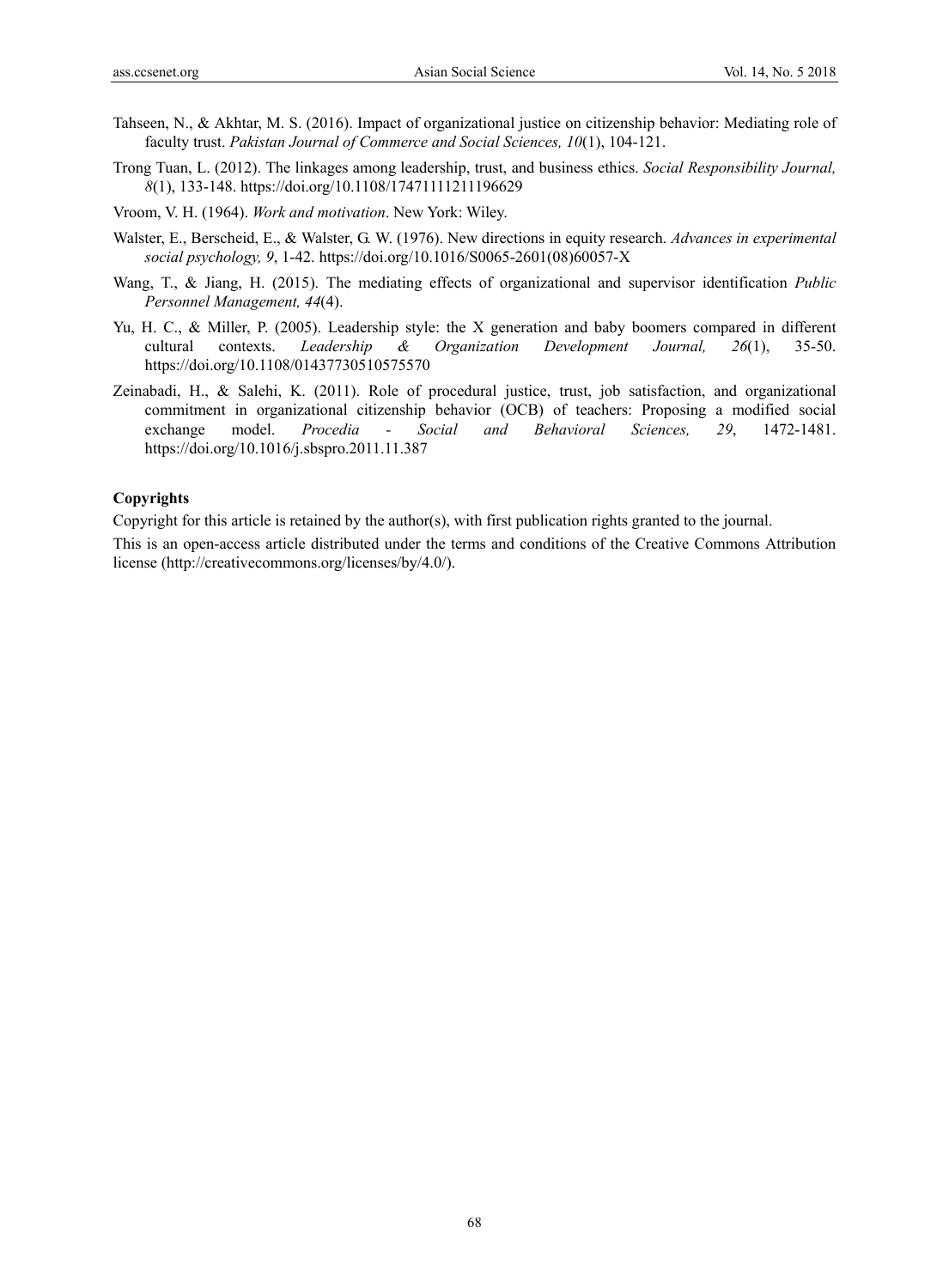Tahseen, N., & Akhtar, M. S. (2016). Impact of organizational justice on citizenship behavior: Mediating role of faculty trust. *Pakistan Journal of Commerce and Social Sciences, 10*(1), 104-121.

Trong Tuan, L. (2012). The linkages among leadership, trust, and business ethics. *Social Responsibility Journal, 8*(1), 133-148. https://doi.org/10.1108/17471111211196629

Vroom, V. H. (1964). *Work and motivation*. New York: Wiley.

Walster, E., Berscheid, E., & Walster, G. W. (1976). New directions in equity research. *Advances in experimental social psychology, 9*, 1-42. https://doi.org/10.1016/S0065-2601(08)60057-X

Wang, T., & Jiang, H. (2015). The mediating effects of organizational and supervisor identification *Public Personnel Management, 44*(4).

Yu, H. C., & Miller, P. (2005). Leadership style: the X generation and baby boomers compared in different cultural contexts. *Leadership & Organization Development Journal, 26*(1), 35-50. https://doi.org/10.1108/01437730510575570

Zeinabadi, H., & Salehi, K. (2011). Role of procedural justice, trust, job satisfaction, and organizational commitment in organizational citizenship behavior (OCB) of teachers: Proposing a modified social exchange model. *Procedia - Social and Behavioral Sciences, 29*, 1472-1481. https://doi.org/10.1016/j.sbspro.2011.11.387

**Copyrights**

Copyright for this article is retained by the author(s), with first publication rights granted to the journal.

This is an open-access article distributed under the terms and conditions of the Creative Commons Attribution license (http://creativecommons.org/licenses/by/4.0/).